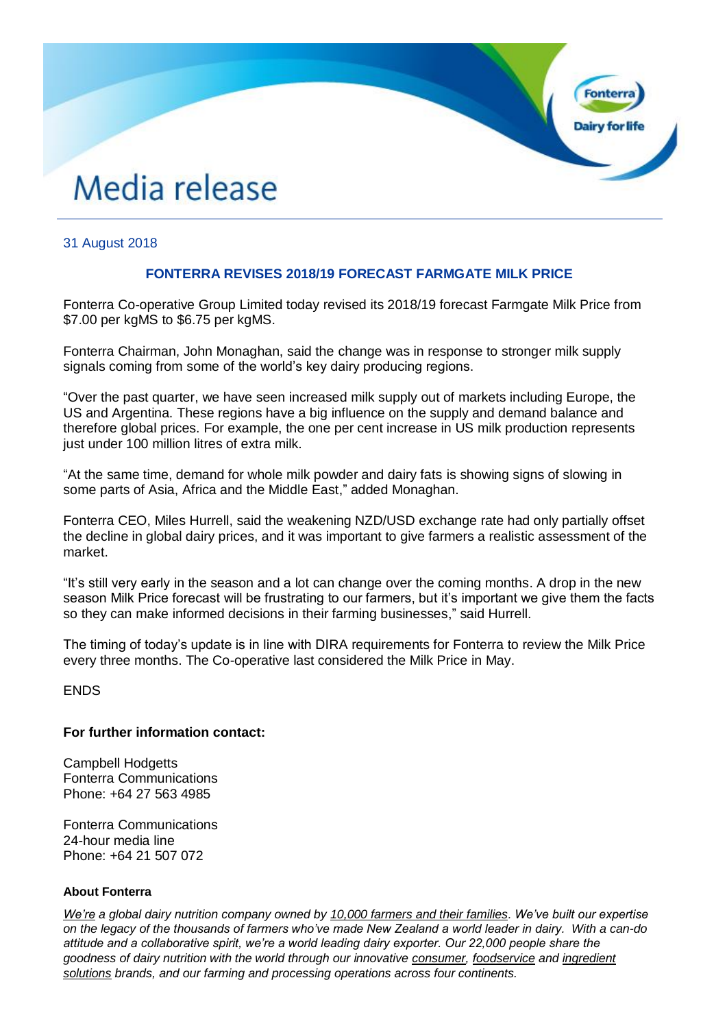# Media release

31 August 2018

## FONTERRA REVISES 2018/19 FORECAST FARMGATE MILK PRICE

Fonterra Co-operative Group Limited today revised its 2018/19 forecast Farmgate Milk Price from $7.00 per kgMS to $6.75 per kgMS.

Fonterra Chairman, John Monaghan, said the change was in response to stronger milk supply signals coming from some of the world's key dairy producing regions.

"Over the past quarter, we have seen increased milk supply out of markets including Europe, the US and Argentina. These regions have a big influence on the supply and demand balance and therefore global prices. For example, the one per cent increase in US milk production represents just under 100 million litres of extra milk.

"At the same time, demand for whole milk powder and dairy fats is showing signs of slowing in some parts of Asia, Africa and the Middle East," added Monaghan.

Fonterra CEO, Miles Hurrell, said the weakening NZD/USD exchange rate had only partially offset the decline in global dairy prices, and it was important to give farmers a realistic assessment of the market.

"It's still very early in the season and a lot can change over the coming months. A drop in the new season Milk Price forecast will be frustrating to our farmers, but it's important we give them the facts so they can make informed decisions in their farming businesses," said Hurrell.

The timing of today's update is in line with DIRA requirements for Fonterra to review the Milk Price every three months. The Co-operative last considered the Milk Price in May.

ENDS

**For further information contact:**

Campbell Hodgetts
Fonterra Communications
Phone: +64 27 563 4985

Fonterra Communications
24-hour media line
Phone: +64 21 507 072

**About Fonterra**

*We're a global dairy nutrition company owned by 10,000 farmers and their families. We've built our expertise on the legacy of the thousands of farmers who've made New Zealand a world leader in dairy. With a can-do attitude and a collaborative spirit, we're a world leading dairy exporter. Our 22,000 people share the goodness of dairy nutrition with the world through our innovative consumer, foodservice and ingredient solutions brands, and our farming and processing operations across four continents.*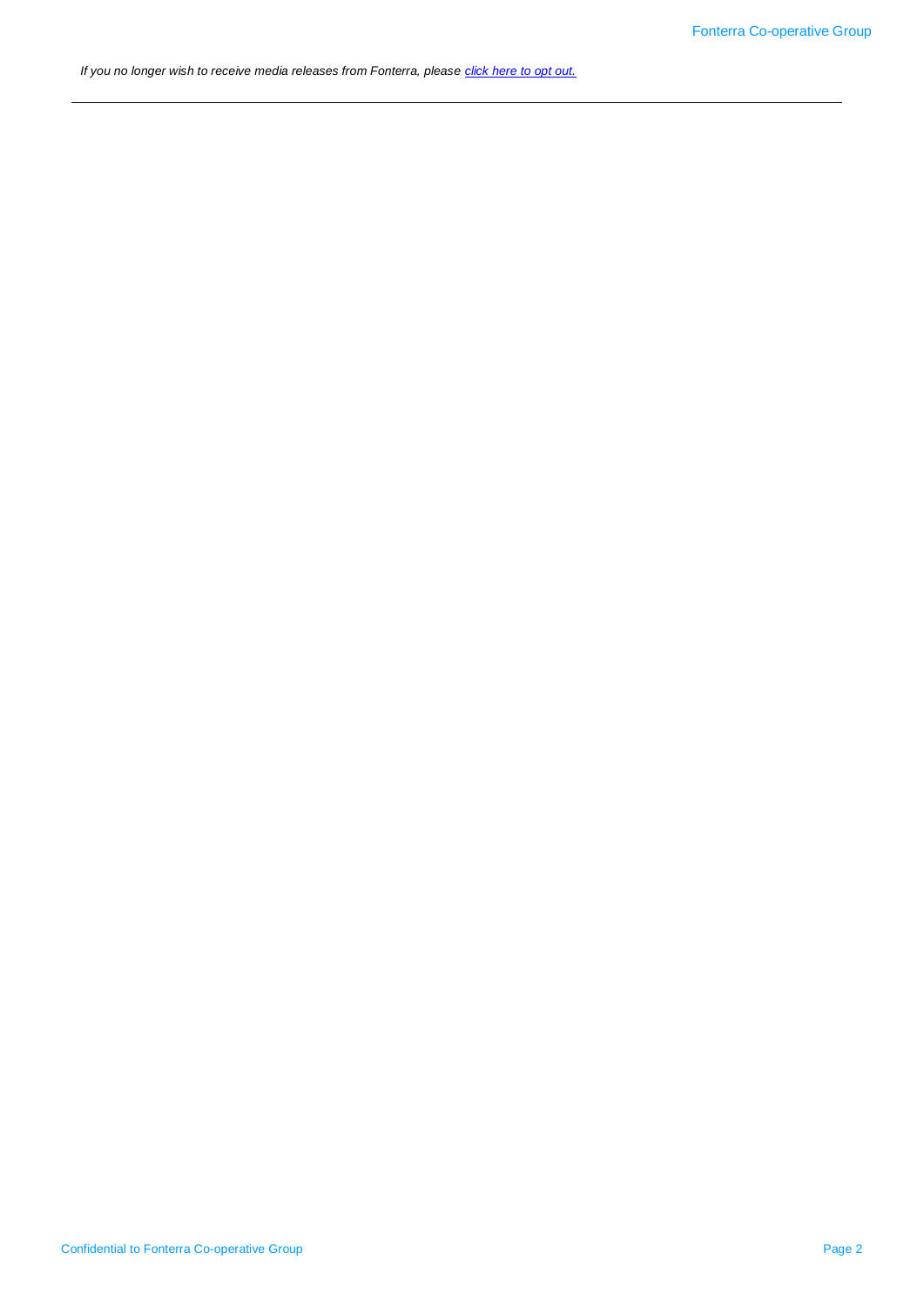*If you no longer wish to receive media releases from Fonterra, please [click here to opt out.](#)*

---